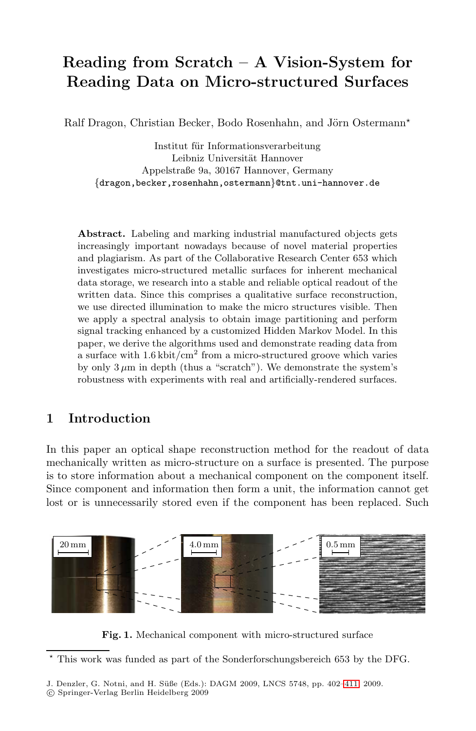# Reading from Scratch – A Vision-System for Reading Data on Micro-structured Surfaces

Ralf Dragon, Christian Becker, Bodo Rosenhahn, and Jörn Ostermann*

Institut für Informationsverarbeitung
Leibniz Universität Hannover
Appelstraße 9a, 30167 Hannover, Germany
{dragon,becker,rosenhahn,ostermann}@tnt.uni-hannover.de

**Abstract.** Labeling and marking industrial manufactured objects gets increasingly important nowadays because of novel material properties and plagiarism. As part of the Collaborative Research Center 653 which investigates micro-structured metallic surfaces for inherent mechanical data storage, we research into a stable and reliable optical readout of the written data. Since this comprises a qualitative surface reconstruction, we use directed illumination to make the micro structures visible. Then we apply a spectral analysis to obtain image partitioning and perform signal tracking enhanced by a customized Hidden Markov Model. In this paper, we derive the algorithms used and demonstrate reading data from a surface with 1.6 kbit/cm$^2$ from a micro-structured groove which varies by only 3 $\mu$m in depth (thus a "scratch"). We demonstrate the system's robustness with experiments with real and artificially-rendered surfaces.

## 1 Introduction

In this paper an optical shape reconstruction method for the readout of data mechanically written as micro-structure on a surface is presented. The purpose is to store information about a mechanical component on the component itself. Since component and information then form a unit, the information cannot get lost or is unnecessarily stored even if the component has been replaced. Such

**Fig. 1.** Mechanical component with micro-structured surface

* This work was funded as part of the Sonderforschungsbereich 653 by the DFG.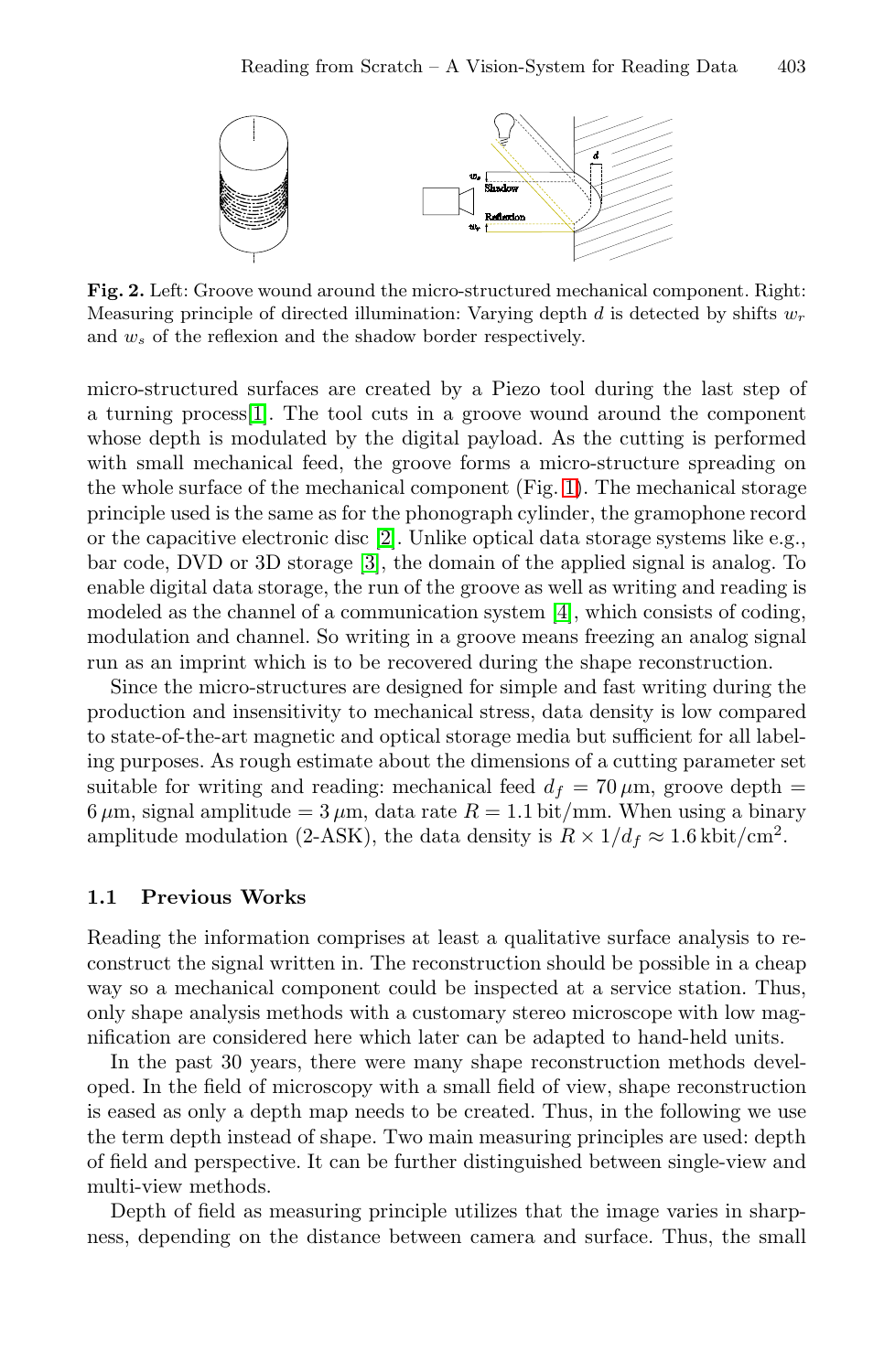**Fig. 2.** Left: Groove wound around the micro-structured mechanical component. Right: Measuring principle of directed illumination: Varying depth $d$ is detected by shifts $w_r$ and $w_s$ of the reflexion and the shadow border respectively.

micro-structured surfaces are created by a Piezo tool during the last step of a turning process[1]. The tool cuts in a groove wound around the component whose depth is modulated by the digital payload. As the cutting is performed with small mechanical feed, the groove forms a micro-structure spreading on the whole surface of the mechanical component (Fig. 1). The mechanical storage principle used is the same as for the phonograph cylinder, the gramophone record or the capacitive electronic disc [2]. Unlike optical data storage systems like e.g., bar code, DVD or 3D storage [3], the domain of the applied signal is analog. To enable digital data storage, the run of the groove as well as writing and reading is modeled as the channel of a communication system [4], which consists of coding, modulation and channel. So writing in a groove means freezing an analog signal run as an imprint which is to be recovered during the shape reconstruction.

Since the micro-structures are designed for simple and fast writing during the production and insensitivity to mechanical stress, data density is low compared to state-of-the-art magnetic and optical storage media but sufficient for all labeling purposes. As rough estimate about the dimensions of a cutting parameter set suitable for writing and reading: mechanical feed $d_f = 70\,\mu$m, groove depth = $6\,\mu$m, signal amplitude = $3\,\mu$m, data rate $R = 1.1$ bit/mm. When using a binary amplitude modulation (2-ASK), the data density is $R \times 1/d_f \approx 1.6\,\text{kbit/cm}^2$.

### 1.1 Previous Works

Reading the information comprises at least a qualitative surface analysis to reconstruct the signal written in. The reconstruction should be possible in a cheap way so a mechanical component could be inspected at a service station. Thus, only shape analysis methods with a customary stereo microscope with low magnification are considered here which later can be adapted to hand-held units.

In the past 30 years, there were many shape reconstruction methods developed. In the field of microscopy with a small field of view, shape reconstruction is eased as only a depth map needs to be created. Thus, in the following we use the term depth instead of shape. Two main measuring principles are used: depth of field and perspective. It can be further distinguished between single-view and multi-view methods.

Depth of field as measuring principle utilizes that the image varies in sharpness, depending on the distance between camera and surface. Thus, the small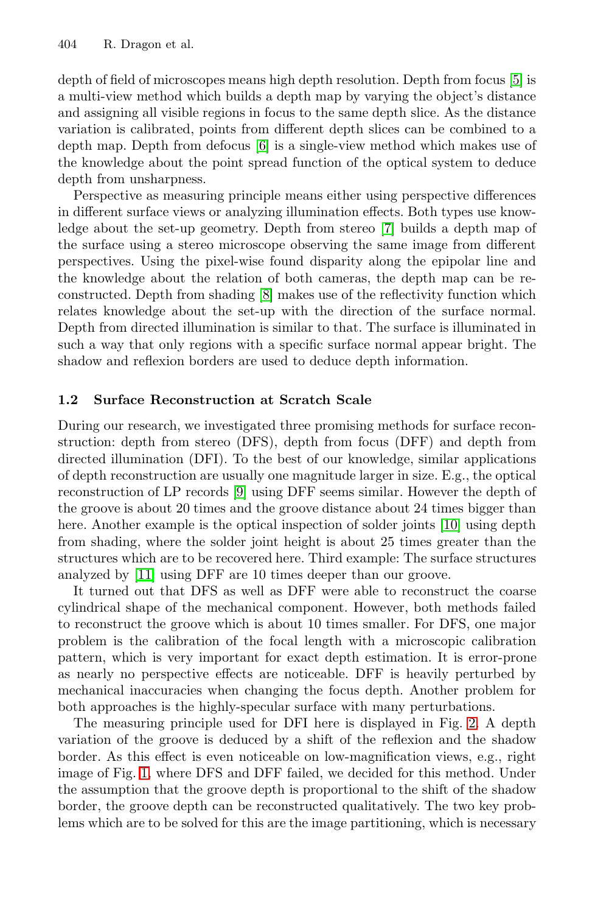depth of field of microscopes means high depth resolution. Depth from focus [5] is a multi-view method which builds a depth map by varying the object's distance and assigning all visible regions in focus to the same depth slice. As the distance variation is calibrated, points from different depth slices can be combined to a depth map. Depth from defocus [6] is a single-view method which makes use of the knowledge about the point spread function of the optical system to deduce depth from unsharpness.

Perspective as measuring principle means either using perspective differences in different surface views or analyzing illumination effects. Both types use knowledge about the set-up geometry. Depth from stereo [7] builds a depth map of the surface using a stereo microscope observing the same image from different perspectives. Using the pixel-wise found disparity along the epipolar line and the knowledge about the relation of both cameras, the depth map can be reconstructed. Depth from shading [8] makes use of the reflectivity function which relates knowledge about the set-up with the direction of the surface normal. Depth from directed illumination is similar to that. The surface is illuminated in such a way that only regions with a specific surface normal appear bright. The shadow and reflexion borders are used to deduce depth information.

### 1.2 Surface Reconstruction at Scratch Scale

During our research, we investigated three promising methods for surface reconstruction: depth from stereo (DFS), depth from focus (DFF) and depth from directed illumination (DFI). To the best of our knowledge, similar applications of depth reconstruction are usually one magnitude larger in size. E.g., the optical reconstruction of LP records [9] using DFF seems similar. However the depth of the groove is about 20 times and the groove distance about 24 times bigger than here. Another example is the optical inspection of solder joints [10] using depth from shading, where the solder joint height is about 25 times greater than the structures which are to be recovered here. Third example: The surface structures analyzed by [11] using DFF are 10 times deeper than our groove.

It turned out that DFS as well as DFF were able to reconstruct the coarse cylindrical shape of the mechanical component. However, both methods failed to reconstruct the groove which is about 10 times smaller. For DFS, one major problem is the calibration of the focal length with a microscopic calibration pattern, which is very important for exact depth estimation. It is error-prone as nearly no perspective effects are noticeable. DFF is heavily perturbed by mechanical inaccuracies when changing the focus depth. Another problem for both approaches is the highly-specular surface with many perturbations.

The measuring principle used for DFI here is displayed in Fig. 2. A depth variation of the groove is deduced by a shift of the reflexion and the shadow border. As this effect is even noticeable on low-magnification views, e.g., right image of Fig. 1, where DFS and DFF failed, we decided for this method. Under the assumption that the groove depth is proportional to the shift of the shadow border, the groove depth can be reconstructed qualitatively. The two key problems which are to be solved for this are the image partitioning, which is necessary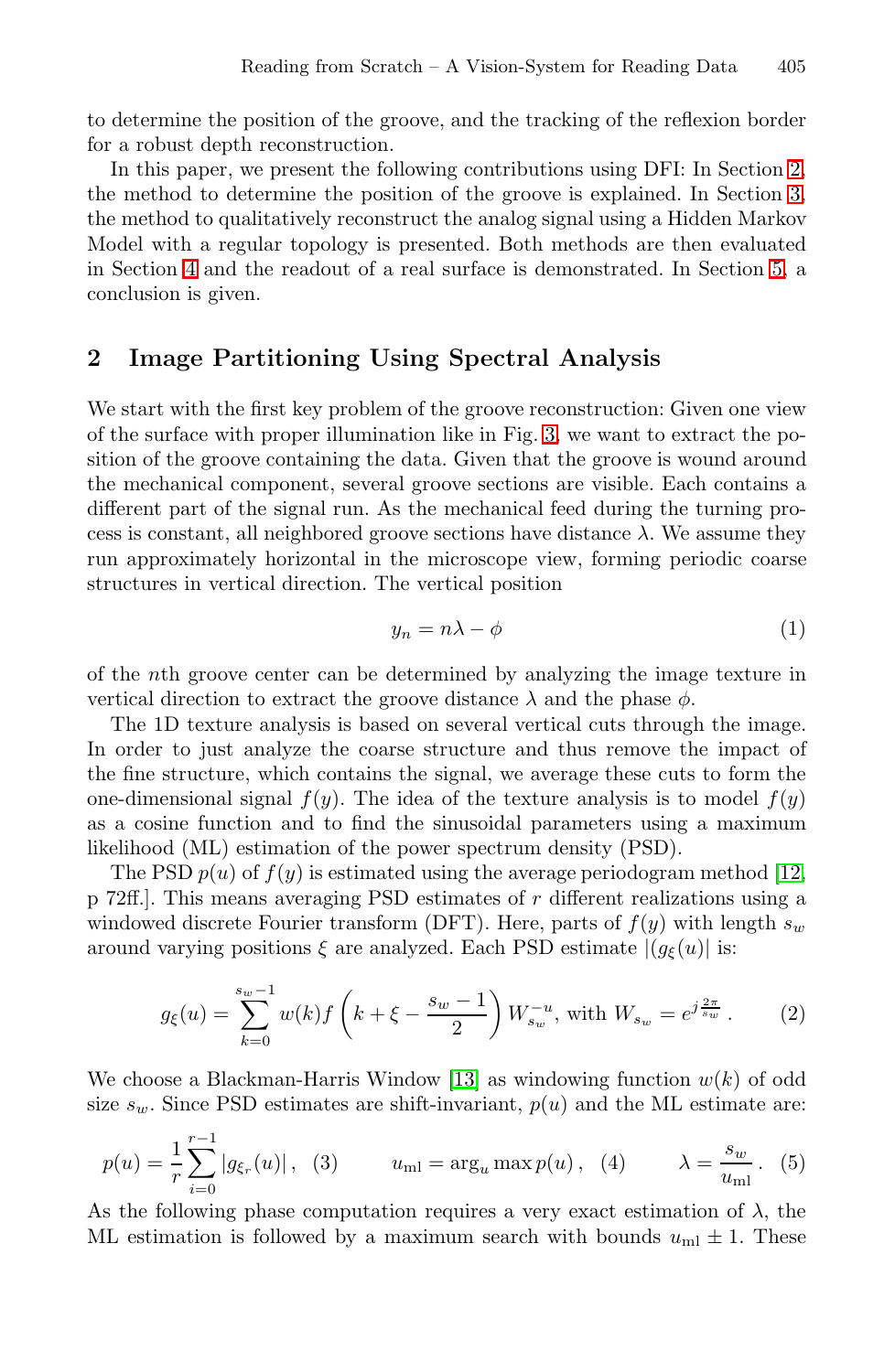to determine the position of the groove, and the tracking of the reflexion border for a robust depth reconstruction.

In this paper, we present the following contributions using DFI: In Section 2, the method to determine the position of the groove is explained. In Section 3, the method to qualitatively reconstruct the analog signal using a Hidden Markov Model with a regular topology is presented. Both methods are then evaluated in Section 4 and the readout of a real surface is demonstrated. In Section 5, a conclusion is given.

## 2 Image Partitioning Using Spectral Analysis

We start with the first key problem of the groove reconstruction: Given one view of the surface with proper illumination like in Fig. 3, we want to extract the position of the groove containing the data. Given that the groove is wound around the mechanical component, several groove sections are visible. Each contains a different part of the signal run. As the mechanical feed during the turning process is constant, all neighbored groove sections have distance $\lambda$. We assume they run approximately horizontal in the microscope view, forming periodic coarse structures in vertical direction. The vertical position

$$y_n = n\lambda - \phi \tag{1}$$

of the $n$th groove center can be determined by analyzing the image texture in vertical direction to extract the groove distance $\lambda$ and the phase $\phi$.

The 1D texture analysis is based on several vertical cuts through the image. In order to just analyze the coarse structure and thus remove the impact of the fine structure, which contains the signal, we average these cuts to form the one-dimensional signal $f(y)$. The idea of the texture analysis is to model $f(y)$ as a cosine function and to find the sinusoidal parameters using a maximum likelihood (ML) estimation of the power spectrum density (PSD).

The PSD $p(u)$ of $f(y)$ is estimated using the average periodogram method [12, p 72ff.]. This means averaging PSD estimates of $r$ different realizations using a windowed discrete Fourier transform (DFT). Here, parts of $f(y)$ with length $s_w$ around varying positions $\xi$ are analyzed. Each PSD estimate $|(g_\xi(u)|$ is:

$$g_\xi(u) = \sum_{k=0}^{s_w-1} w(k) f\left(k + \xi - \frac{s_w - 1}{2}\right) W_{s_w}^{-u}, \text{ with } W_{s_w} = e^{j\frac{2\pi}{s_w}}\,. \tag{2}$$

We choose a Blackman-Harris Window [13] as windowing function $w(k)$ of odd size $s_w$. Since PSD estimates are shift-invariant, $p(u)$ and the ML estimate are:

$$p(u) = \frac{1}{r}\sum_{i=0}^{r-1} |g_{\xi_r}(u)|\,, \quad (3) \qquad u_{\text{ml}} = \arg_u \max p(u)\,, \quad (4) \qquad \lambda = \frac{s_w}{u_{\text{ml}}}\,. \quad (5)$$

As the following phase computation requires a very exact estimation of $\lambda$, the ML estimation is followed by a maximum search with bounds $u_{\text{ml}} \pm 1$. These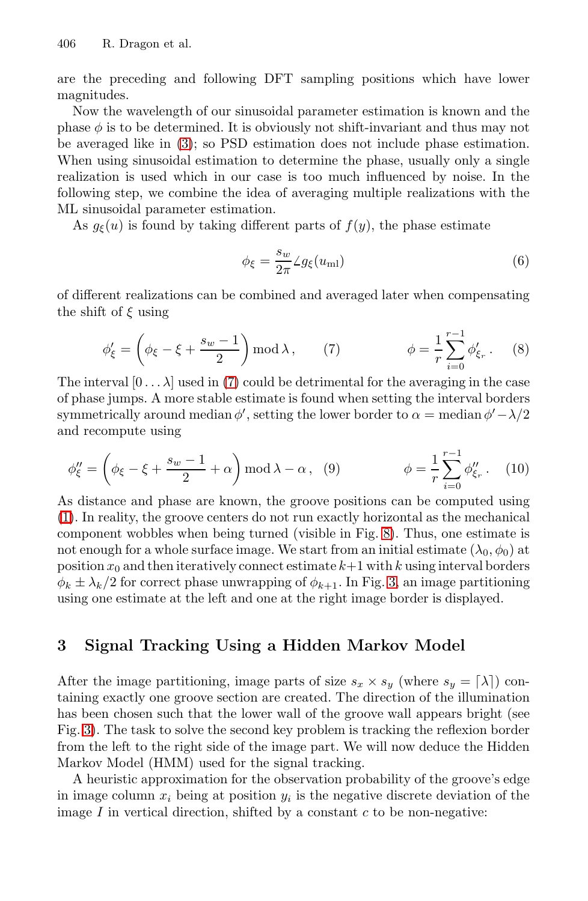are the preceding and following DFT sampling positions which have lower magnitudes.

Now the wavelength of our sinusoidal parameter estimation is known and the phase $\phi$ is to be determined. It is obviously not shift-invariant and thus may not be averaged like in (3); so PSD estimation does not include phase estimation. When using sinusoidal estimation to determine the phase, usually only a single realization is used which in our case is too much influenced by noise. In the following step, we combine the idea of averaging multiple realizations with the ML sinusoidal parameter estimation.

As $g_\xi(u)$ is found by taking different parts of $f(y)$, the phase estimate

$$\phi_\xi = \frac{s_w}{2\pi} \angle g_\xi(u_{\mathrm{ml}}) \tag{6}$$

of different realizations can be combined and averaged later when compensating the shift of $\xi$ using

$$\phi'_\xi = \left(\phi_\xi - \xi + \frac{s_w - 1}{2}\right) \bmod \lambda\,, \tag{7}$$

$$\phi = \frac{1}{r}\sum_{i=0}^{r-1} \phi'_{\xi_r}\,. \tag{8}$$

The interval $[0 \ldots \lambda]$ used in (7) could be detrimental for the averaging in the case of phase jumps. A more stable estimate is found when setting the interval borders symmetrically around median $\phi'$, setting the lower border to $\alpha = \text{median}\,\phi' - \lambda/2$ and recompute using

$$\phi''_\xi = \left(\phi_\xi - \xi + \frac{s_w - 1}{2} + \alpha\right) \bmod \lambda - \alpha\,, \tag{9}$$

$$\phi = \frac{1}{r}\sum_{i=0}^{r-1} \phi''_{\xi_r}\,. \tag{10}$$

As distance and phase are known, the groove positions can be computed using (1). In reality, the groove centers do not run exactly horizontal as the mechanical component wobbles when being turned (visible in Fig. 8). Thus, one estimate is not enough for a whole surface image. We start from an initial estimate $(\lambda_0, \phi_0)$ at position $x_0$ and then iteratively connect estimate $k+1$ with $k$ using interval borders $\phi_k \pm \lambda_k/2$ for correct phase unwrapping of $\phi_{k+1}$. In Fig. 3, an image partitioning using one estimate at the left and one at the right image border is displayed.

## 3 Signal Tracking Using a Hidden Markov Model

After the image partitioning, image parts of size $s_x \times s_y$ (where $s_y = \lceil \lambda \rceil$) containing exactly one groove section are created. The direction of the illumination has been chosen such that the lower wall of the groove wall appears bright (see Fig. 3). The task to solve the second key problem is tracking the reflexion border from the left to the right side of the image part. We will now deduce the Hidden Markov Model (HMM) used for the signal tracking.

A heuristic approximation for the observation probability of the groove's edge in image column $x_i$ being at position $y_i$ is the negative discrete deviation of the image $I$ in vertical direction, shifted by a constant $c$ to be non-negative: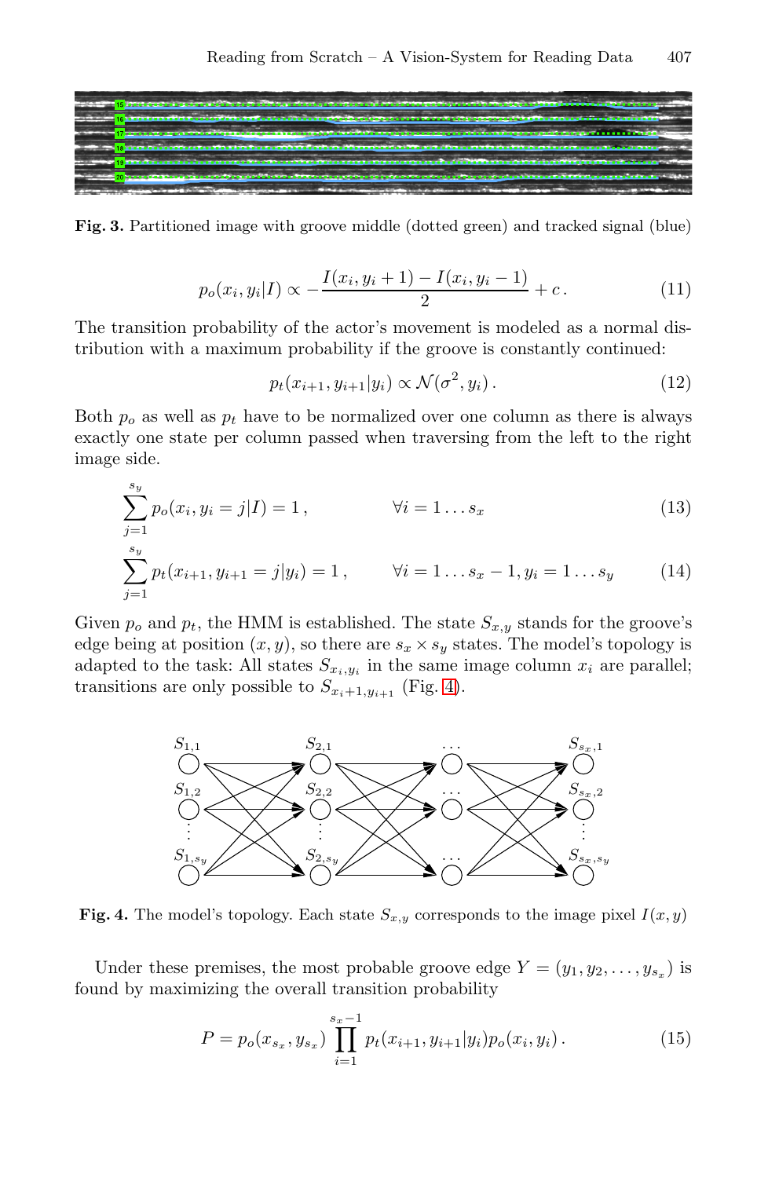Fig. 3. Partitioned image with groove middle (dotted green) and tracked signal (blue)

$$p_o(x_i, y_i|I) \propto -\frac{I(x_i, y_i + 1) - I(x_i, y_i - 1)}{2} + c\,. \tag{11}$$

The transition probability of the actor's movement is modeled as a normal distribution with a maximum probability if the groove is constantly continued:

$$p_t(x_{i+1}, y_{i+1}|y_i) \propto \mathcal{N}(\sigma^2, y_i)\,. \tag{12}$$

Both $p_o$ as well as $p_t$ have to be normalized over one column as there is always exactly one state per column passed when traversing from the left to the right image side.

$$\sum_{j=1}^{s_y} p_o(x_i, y_i = j|I) = 1\,, \qquad \forall i = 1 \ldots s_x \tag{13}$$

$$\sum_{j=1}^{s_y} p_t(x_{i+1}, y_{i+1} = j|y_i) = 1\,, \qquad \forall i = 1 \ldots s_x - 1, y_i = 1 \ldots s_y \tag{14}$$

Given $p_o$ and $p_t$, the HMM is established. The state $S_{x,y}$ stands for the groove's edge being at position $(x, y)$, so there are $s_x \times s_y$ states. The model's topology is adapted to the task: All states $S_{x_i,y_i}$ in the same image column $x_i$ are parallel; transitions are only possible to $S_{x_i+1,y_{i+1}}$ (Fig. 4).

Fig. 4. The model's topology. Each state $S_{x,y}$ corresponds to the image pixel $I(x, y)$

Under these premises, the most probable groove edge $Y = (y_1, y_2, \ldots, y_{s_x})$ is found by maximizing the overall transition probability

$$P = p_o(x_{s_x}, y_{s_x}) \prod_{i=1}^{s_x - 1} p_t(x_{i+1}, y_{i+1}|y_i) p_o(x_i, y_i)\,. \tag{15}$$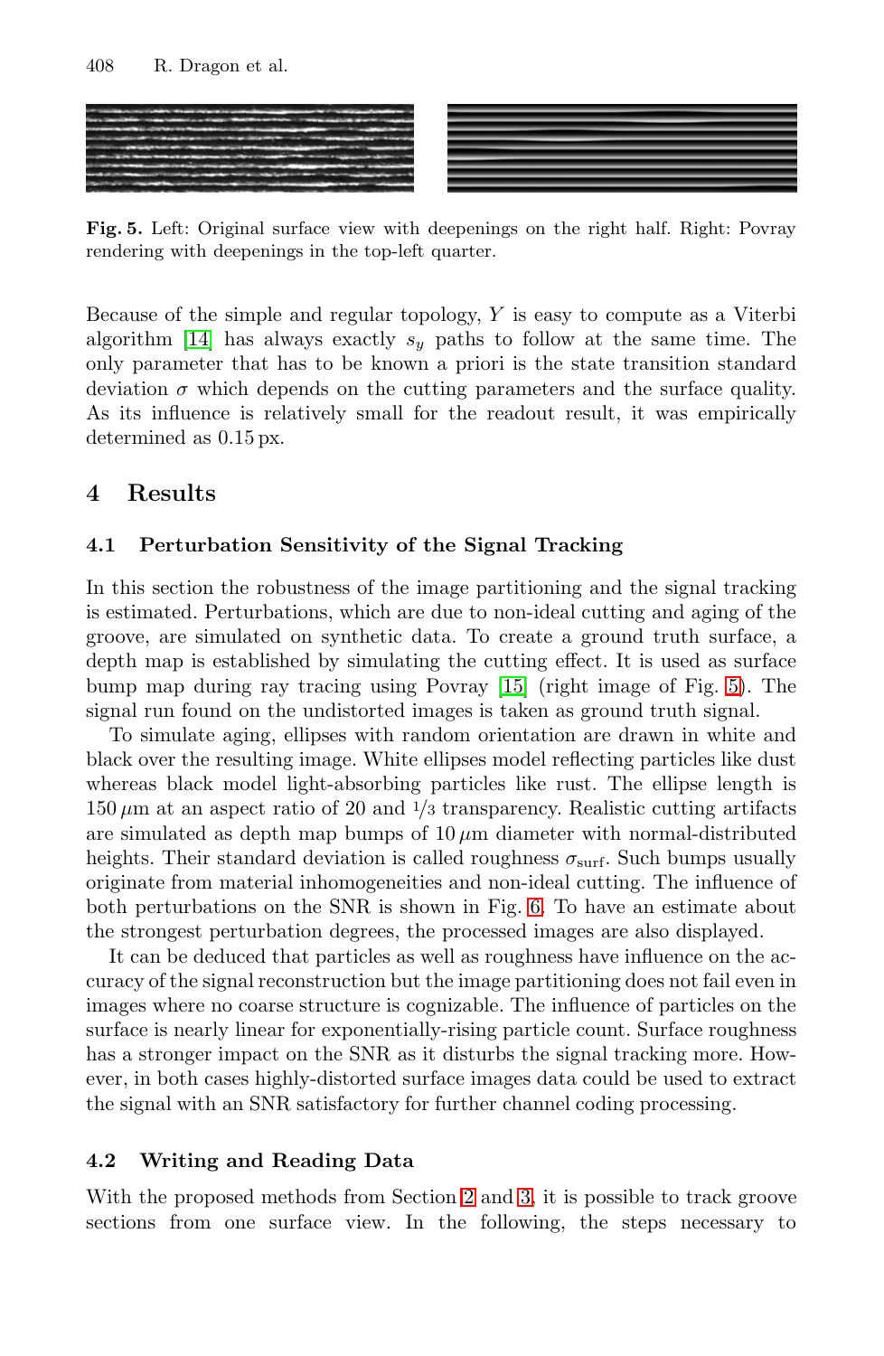**Fig. 5.** Left: Original surface view with deepenings on the right half. Right: Povray rendering with deepenings in the top-left quarter.

Because of the simple and regular topology, $Y$ is easy to compute as a Viterbi algorithm [14] has always exactly $s_y$ paths to follow at the same time. The only parameter that has to be known a priori is the state transition standard deviation $\sigma$ which depends on the cutting parameters and the surface quality. As its influence is relatively small for the readout result, it was empirically determined as 0.15 px.

## 4 Results

### 4.1 Perturbation Sensitivity of the Signal Tracking

In this section the robustness of the image partitioning and the signal tracking is estimated. Perturbations, which are due to non-ideal cutting and aging of the groove, are simulated on synthetic data. To create a ground truth surface, a depth map is established by simulating the cutting effect. It is used as surface bump map during ray tracing using Povray [15] (right image of Fig. 5). The signal run found on the undistorted images is taken as ground truth signal.

To simulate aging, ellipses with random orientation are drawn in white and black over the resulting image. White ellipses model reflecting particles like dust whereas black model light-absorbing particles like rust. The ellipse length is 150 $\mu$m at an aspect ratio of 20 and 1/3 transparency. Realistic cutting artifacts are simulated as depth map bumps of 10 $\mu$m diameter with normal-distributed heights. Their standard deviation is called roughness $\sigma_{\text{surf}}$. Such bumps usually originate from material inhomogeneities and non-ideal cutting. The influence of both perturbations on the SNR is shown in Fig. 6. To have an estimate about the strongest perturbation degrees, the processed images are also displayed.

It can be deduced that particles as well as roughness have influence on the accuracy of the signal reconstruction but the image partitioning does not fail even in images where no coarse structure is cognizable. The influence of particles on the surface is nearly linear for exponentially-rising particle count. Surface roughness has a stronger impact on the SNR as it disturbs the signal tracking more. However, in both cases highly-distorted surface images data could be used to extract the signal with an SNR satisfactory for further channel coding processing.

### 4.2 Writing and Reading Data

With the proposed methods from Section 2 and 3, it is possible to track groove sections from one surface view. In the following, the steps necessary to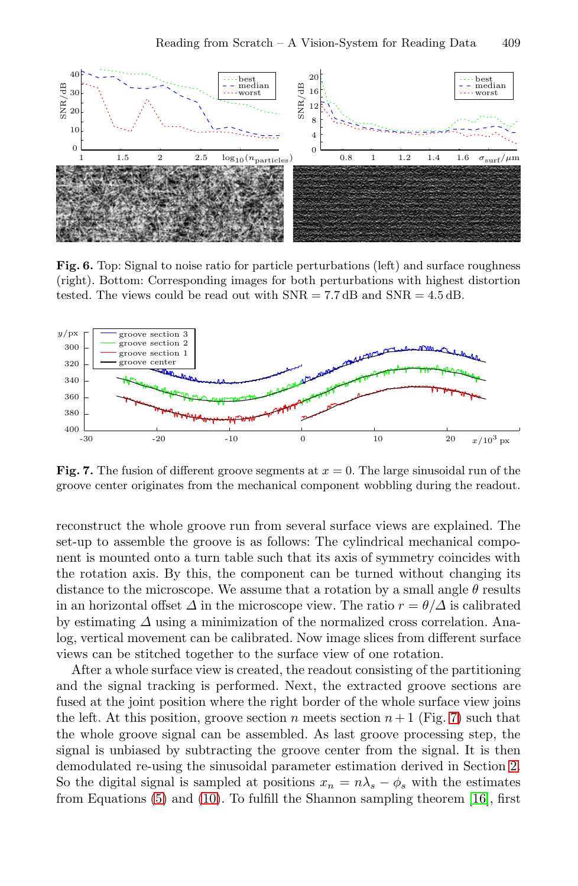**Fig. 6.** Top: Signal to noise ratio for particle perturbations (left) and surface roughness (right). Bottom: Corresponding images for both perturbations with highest distortion tested. The views could be read out with SNR = 7.7 dB and SNR = 4.5 dB.

**Fig. 7.** The fusion of different groove segments at $x = 0$. The large sinusoidal run of the groove center originates from the mechanical component wobbling during the readout.

reconstruct the whole groove run from several surface views are explained. The set-up to assemble the groove is as follows: The cylindrical mechanical component is mounted onto a turn table such that its axis of symmetry coincides with the rotation axis. By this, the component can be turned without changing its distance to the microscope. We assume that a rotation by a small angle $\theta$ results in an horizontal offset $\Delta$ in the microscope view. The ratio $r = \theta/\Delta$ is calibrated by estimating $\Delta$ using a minimization of the normalized cross correlation. Analog, vertical movement can be calibrated. Now image slices from different surface views can be stitched together to the surface view of one rotation.

After a whole surface view is created, the readout consisting of the partitioning and the signal tracking is performed. Next, the extracted groove sections are fused at the joint position where the right border of the whole surface view joins the left. At this position, groove section $n$ meets section $n+1$ (Fig. 7) such that the whole groove signal can be assembled. As last groove processing step, the signal is unbiased by subtracting the groove center from the signal. It is then demodulated re-using the sinusoidal parameter estimation derived in Section 2. So the digital signal is sampled at positions $x_n = n\lambda_s - \phi_s$ with the estimates from Equations (5) and (10). To fulfill the Shannon sampling theorem [16], first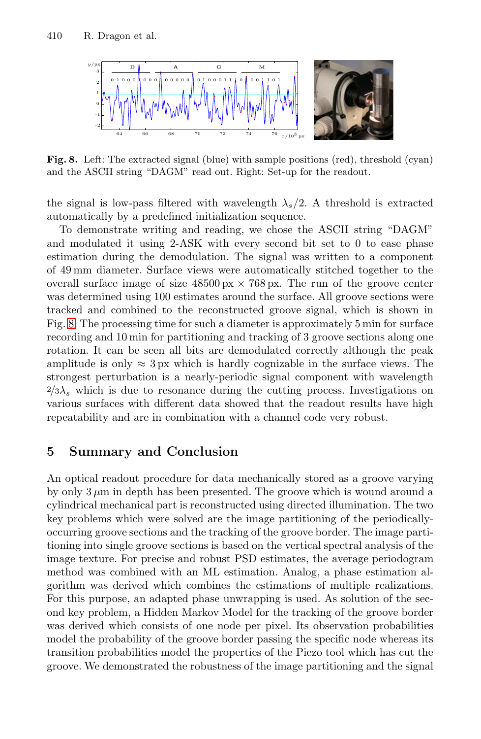**Fig. 8.** Left: The extracted signal (blue) with sample positions (red), threshold (cyan) and the ASCII string "DAGM" read out. Right: Set-up for the readout.

the signal is low-pass filtered with wavelength $\lambda_s/2$. A threshold is extracted automatically by a predefined initialization sequence.

To demonstrate writing and reading, we chose the ASCII string "DAGM" and modulated it using 2-ASK with every second bit set to 0 to ease phase estimation during the demodulation. The signal was written to a component of 49 mm diameter. Surface views were automatically stitched together to the overall surface image of size 48500 px × 768 px. The run of the groove center was determined using 100 estimates around the surface. All groove sections were tracked and combined to the reconstructed groove signal, which is shown in Fig. 8. The processing time for such a diameter is approximately 5 min for surface recording and 10 min for partitioning and tracking of 3 groove sections along one rotation. It can be seen all bits are demodulated correctly although the peak amplitude is only ≈ 3 px which is hardly cognizable in the surface views. The strongest perturbation is a nearly-periodic signal component with wavelength $2/3\lambda_s$ which is due to resonance during the cutting process. Investigations on various surfaces with different data showed that the readout results have high repeatability and are in combination with a channel code very robust.

## 5 Summary and Conclusion

An optical readout procedure for data mechanically stored as a groove varying by only 3 $\mu$m in depth has been presented. The groove which is wound around a cylindrical mechanical part is reconstructed using directed illumination. The two key problems which were solved are the image partitioning of the periodically-occurring groove sections and the tracking of the groove border. The image partitioning into single groove sections is based on the vertical spectral analysis of the image texture. For precise and robust PSD estimates, the average periodogram method was combined with an ML estimation. Analog, a phase estimation algorithm was derived which combines the estimations of multiple realizations. For this purpose, an adapted phase unwrapping is used. As solution of the second key problem, a Hidden Markov Model for the tracking of the groove border was derived which consists of one node per pixel. Its observation probabilities model the probability of the groove border passing the specific node whereas its transition probabilities model the properties of the Piezo tool which has cut the groove. We demonstrated the robustness of the image partitioning and the signal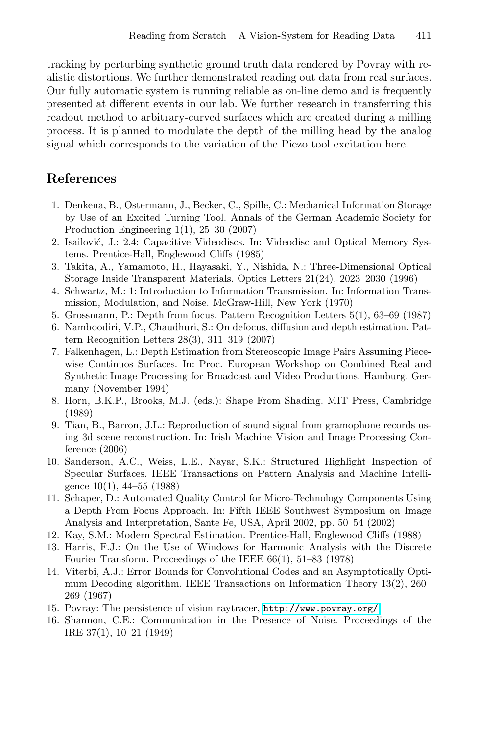tracking by perturbing synthetic ground truth data rendered by Povray with realistic distortions. We further demonstrated reading out data from real surfaces. Our fully automatic system is running reliable as on-line demo and is frequently presented at different events in our lab. We further research in transferring this readout method to arbitrary-curved surfaces which are created during a milling process. It is planned to modulate the depth of the milling head by the analog signal which corresponds to the variation of the Piezo tool excitation here.

## References

1. Denkena, B., Ostermann, J., Becker, C., Spille, C.: Mechanical Information Storage by Use of an Excited Turning Tool. Annals of the German Academic Society for Production Engineering 1(1), 25–30 (2007)
2. Isailović, J.: 2.4: Capacitive Videodiscs. In: Videodisc and Optical Memory Systems. Prentice-Hall, Englewood Cliffs (1985)
3. Takita, A., Yamamoto, H., Hayasaki, Y., Nishida, N.: Three-Dimensional Optical Storage Inside Transparent Materials. Optics Letters 21(24), 2023–2030 (1996)
4. Schwartz, M.: 1: Introduction to Information Transmission. In: Information Transmission, Modulation, and Noise. McGraw-Hill, New York (1970)
5. Grossmann, P.: Depth from focus. Pattern Recognition Letters 5(1), 63–69 (1987)
6. Namboodiri, V.P., Chaudhuri, S.: On defocus, diffusion and depth estimation. Pattern Recognition Letters 28(3), 311–319 (2007)
7. Falkenhagen, L.: Depth Estimation from Stereoscopic Image Pairs Assuming Piecewise Continuos Surfaces. In: Proc. European Workshop on Combined Real and Synthetic Image Processing for Broadcast and Video Productions, Hamburg, Germany (November 1994)
8. Horn, B.K.P., Brooks, M.J. (eds.): Shape From Shading. MIT Press, Cambridge (1989)
9. Tian, B., Barron, J.L.: Reproduction of sound signal from gramophone records using 3d scene reconstruction. In: Irish Machine Vision and Image Processing Conference (2006)
10. Sanderson, A.C., Weiss, L.E., Nayar, S.K.: Structured Highlight Inspection of Specular Surfaces. IEEE Transactions on Pattern Analysis and Machine Intelligence 10(1), 44–55 (1988)
11. Schaper, D.: Automated Quality Control for Micro-Technology Components Using a Depth From Focus Approach. In: Fifth IEEE Southwest Symposium on Image Analysis and Interpretation, Sante Fe, USA, April 2002, pp. 50–54 (2002)
12. Kay, S.M.: Modern Spectral Estimation. Prentice-Hall, Englewood Cliffs (1988)
13. Harris, F.J.: On the Use of Windows for Harmonic Analysis with the Discrete Fourier Transform. Proceedings of the IEEE 66(1), 51–83 (1978)
14. Viterbi, A.J.: Error Bounds for Convolutional Codes and an Asymptotically Optimum Decoding algorithm. IEEE Transactions on Information Theory 13(2), 260–269 (1967)
15. Povray: The persistence of vision raytracer, http://www.povray.org/
16. Shannon, C.E.: Communication in the Presence of Noise. Proceedings of the IRE 37(1), 10–21 (1949)